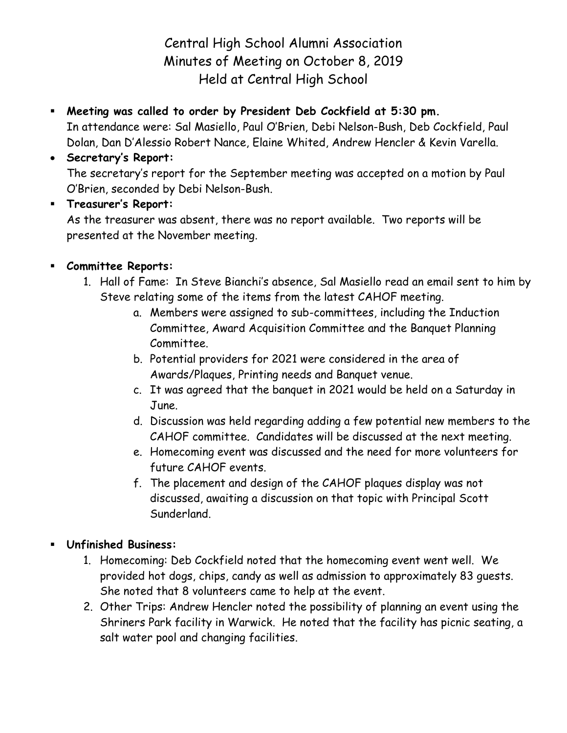# Central High School Alumni Association
## Minutes of Meeting on October 8, 2019
## Held at Central High School

- **Meeting was called to order by President Deb Cockfield at 5:30 pm.**
  In attendance were: Sal Masiello, Paul O'Brien, Debi Nelson-Bush, Deb Cockfield, Paul Dolan, Dan D'Alessio Robert Nance, Elaine Whited, Andrew Hencler & Kevin Varella.
- **Secretary's Report:**
  The secretary's report for the September meeting was accepted on a motion by Paul O'Brien, seconded by Debi Nelson-Bush.
- **Treasurer's Report:**
  As the treasurer was absent, there was no report available. Two reports will be presented at the November meeting.

- **Committee Reports:**
  1. Hall of Fame: In Steve Bianchi's absence, Sal Masiello read an email sent to him by Steve relating some of the items from the latest CAHOF meeting.
     a. Members were assigned to sub-committees, including the Induction Committee, Award Acquisition Committee and the Banquet Planning Committee.
     b. Potential providers for 2021 were considered in the area of Awards/Plaques, Printing needs and Banquet venue.
     c. It was agreed that the banquet in 2021 would be held on a Saturday in June.
     d. Discussion was held regarding adding a few potential new members to the CAHOF committee. Candidates will be discussed at the next meeting.
     e. Homecoming event was discussed and the need for more volunteers for future CAHOF events.
     f. The placement and design of the CAHOF plaques display was not discussed, awaiting a discussion on that topic with Principal Scott Sunderland.

- **Unfinished Business:**
  1. Homecoming: Deb Cockfield noted that the homecoming event went well. We provided hot dogs, chips, candy as well as admission to approximately 83 guests. She noted that 8 volunteers came to help at the event.
  2. Other Trips: Andrew Hencler noted the possibility of planning an event using the Shriners Park facility in Warwick. He noted that the facility has picnic seating, a salt water pool and changing facilities.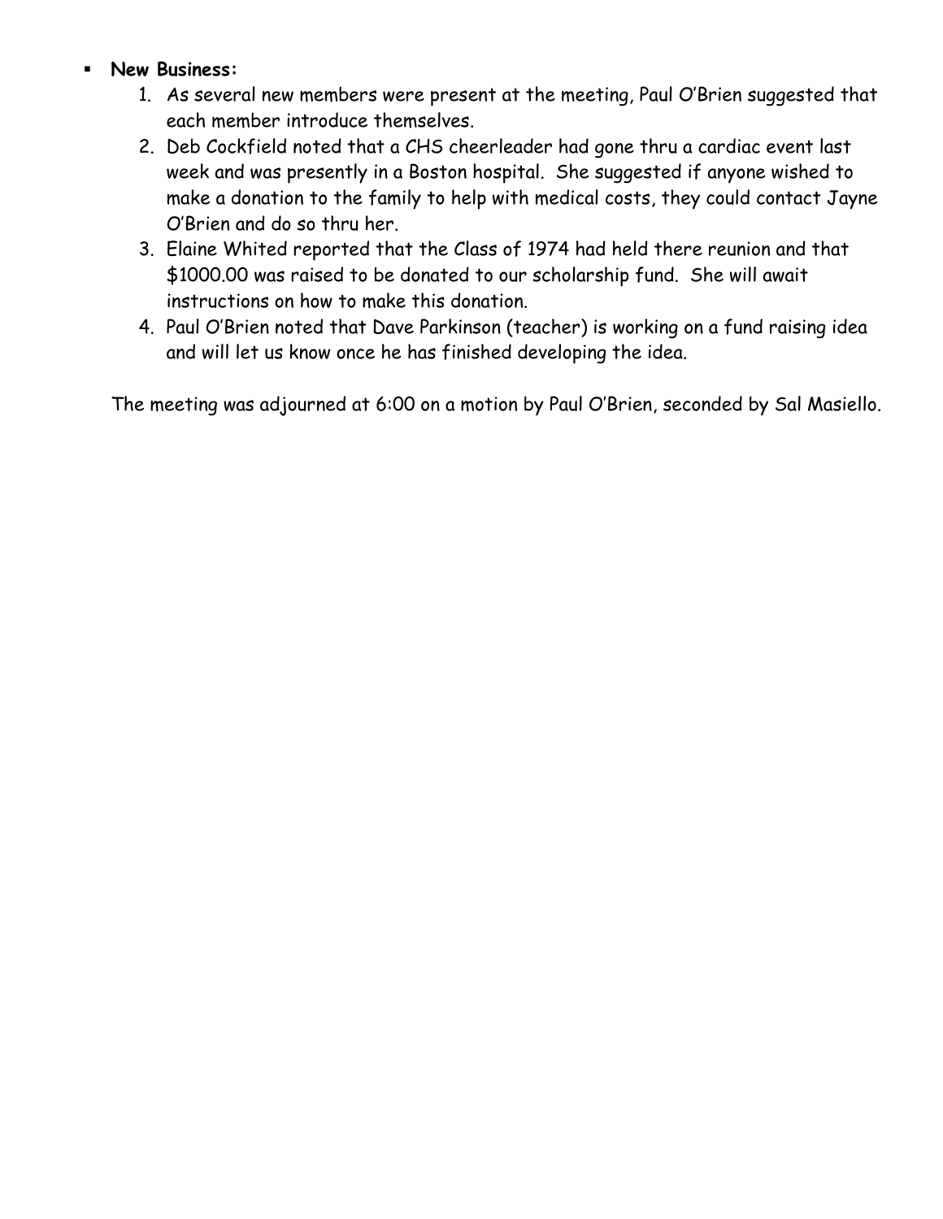- **New Business:**
  1. As several new members were present at the meeting, Paul O'Brien suggested that each member introduce themselves.
  2. Deb Cockfield noted that a CHS cheerleader had gone thru a cardiac event last week and was presently in a Boston hospital. She suggested if anyone wished to make a donation to the family to help with medical costs, they could contact Jayne O'Brien and do so thru her.
  3. Elaine Whited reported that the Class of 1974 had held there reunion and that $1000.00 was raised to be donated to our scholarship fund. She will await instructions on how to make this donation.
  4. Paul O'Brien noted that Dave Parkinson (teacher) is working on a fund raising idea and will let us know once he has finished developing the idea.

The meeting was adjourned at 6:00 on a motion by Paul O'Brien, seconded by Sal Masiello.